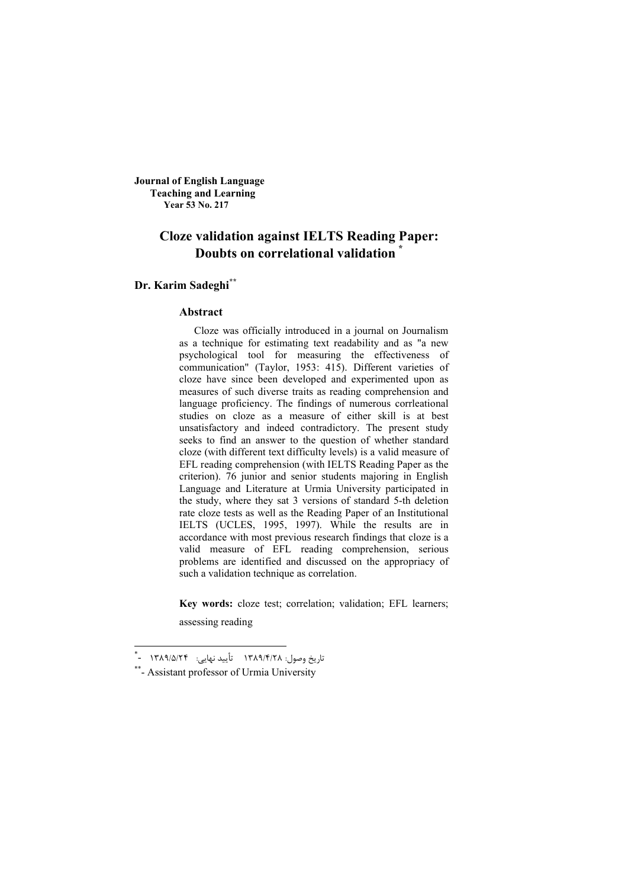**Journal of English Language Teaching and Learning Year 53 No. 217**

# Cloze validation against IELTS Reading Paper: Doubts on correlational validation [*]

**Dr. Karim Sadeghi[**]**

## Abstract

Cloze was officially introduced in a journal on Journalism as a technique for estimating text readability and as "a new psychological tool for measuring the effectiveness of communication" (Taylor, 1953: 415). Different varieties of cloze have since been developed and experimented upon as measures of such diverse traits as reading comprehension and language proficiency. The findings of numerous corrleational studies on cloze as a measure of either skill is at best unsatisfactory and indeed contradictory. The present study seeks to find an answer to the question of whether standard cloze (with different text difficulty levels) is a valid measure of EFL reading comprehension (with IELTS Reading Paper as the criterion). 76 junior and senior students majoring in English Language and Literature at Urmia University participated in the study, where they sat 3 versions of standard 5-th deletion rate cloze tests as well as the Reading Paper of an Institutional IELTS (UCLES, 1995, 1997). While the results are in accordance with most previous research findings that cloze is a valid measure of EFL reading comprehension, serious problems are identified and discussed on the appropriacy of such a validation technique as correlation.

**Key words:** cloze test; correlation; validation; EFL learners; assessing reading

---

[*] - تاریخ وصول: ۱۳۸۹/۴/۲۸ تأیید نهایی: ۱۳۸۹/۵/۲۴

[**] - Assistant professor of Urmia University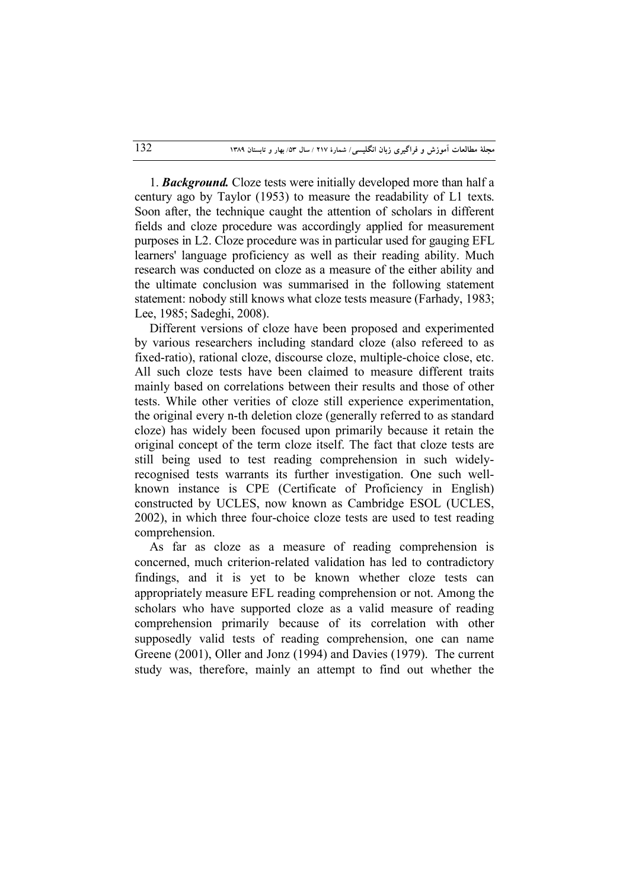1. ***Background.*** Cloze tests were initially developed more than half a century ago by Taylor (1953) to measure the readability of L1 texts. Soon after, the technique caught the attention of scholars in different fields and cloze procedure was accordingly applied for measurement purposes in L2. Cloze procedure was in particular used for gauging EFL learners' language proficiency as well as their reading ability. Much research was conducted on cloze as a measure of the either ability and the ultimate conclusion was summarised in the following statement statement: nobody still knows what cloze tests measure (Farhady, 1983; Lee, 1985; Sadeghi, 2008).

Different versions of cloze have been proposed and experimented by various researchers including standard cloze (also refereed to as fixed-ratio), rational cloze, discourse cloze, multiple-choice close, etc. All such cloze tests have been claimed to measure different traits mainly based on correlations between their results and those of other tests. While other verities of cloze still experience experimentation, the original every n-th deletion cloze (generally referred to as standard cloze) has widely been focused upon primarily because it retain the original concept of the term cloze itself. The fact that cloze tests are still being used to test reading comprehension in such widely-recognised tests warrants its further investigation. One such well-known instance is CPE (Certificate of Proficiency in English) constructed by UCLES, now known as Cambridge ESOL (UCLES, 2002), in which three four-choice cloze tests are used to test reading comprehension.

As far as cloze as a measure of reading comprehension is concerned, much criterion-related validation has led to contradictory findings, and it is yet to be known whether cloze tests can appropriately measure EFL reading comprehension or not. Among the scholars who have supported cloze as a valid measure of reading comprehension primarily because of its correlation with other supposedly valid tests of reading comprehension, one can name Greene (2001), Oller and Jonz (1994) and Davies (1979). The current study was, therefore, mainly an attempt to find out whether the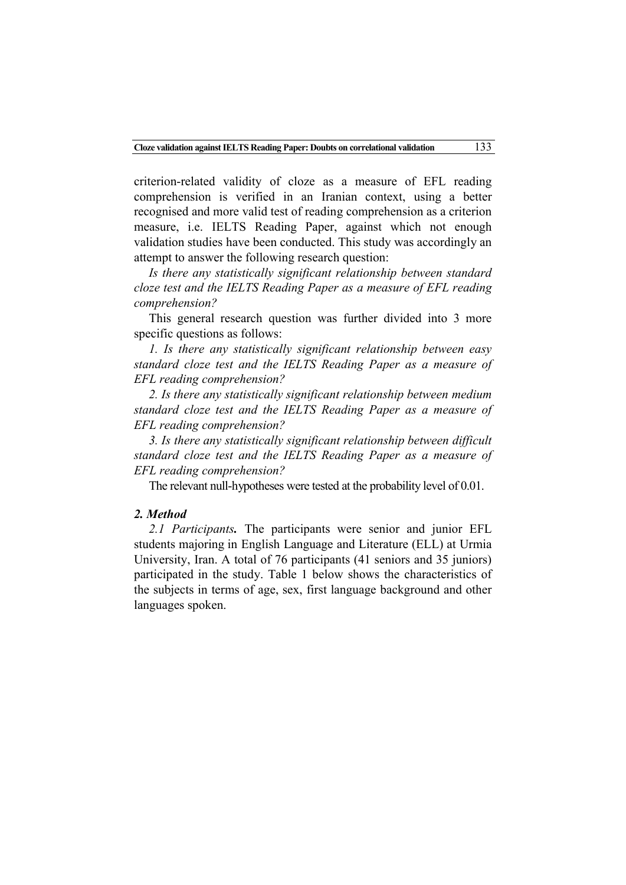criterion-related validity of cloze as a measure of EFL reading comprehension is verified in an Iranian context, using a better recognised and more valid test of reading comprehension as a criterion measure, i.e. IELTS Reading Paper, against which not enough validation studies have been conducted. This study was accordingly an attempt to answer the following research question:

*Is there any statistically significant relationship between standard cloze test and the IELTS Reading Paper as a measure of EFL reading comprehension?*

This general research question was further divided into 3 more specific questions as follows:

*1. Is there any statistically significant relationship between easy standard cloze test and the IELTS Reading Paper as a measure of EFL reading comprehension?*

*2. Is there any statistically significant relationship between medium standard cloze test and the IELTS Reading Paper as a measure of EFL reading comprehension?*

*3. Is there any statistically significant relationship between difficult standard cloze test and the IELTS Reading Paper as a measure of EFL reading comprehension?*

The relevant null-hypotheses were tested at the probability level of 0.01.

## *2. Method*

*2.1 Participants.* The participants were senior and junior EFL students majoring in English Language and Literature (ELL) at Urmia University, Iran. A total of 76 participants (41 seniors and 35 juniors) participated in the study. Table 1 below shows the characteristics of the subjects in terms of age, sex, first language background and other languages spoken.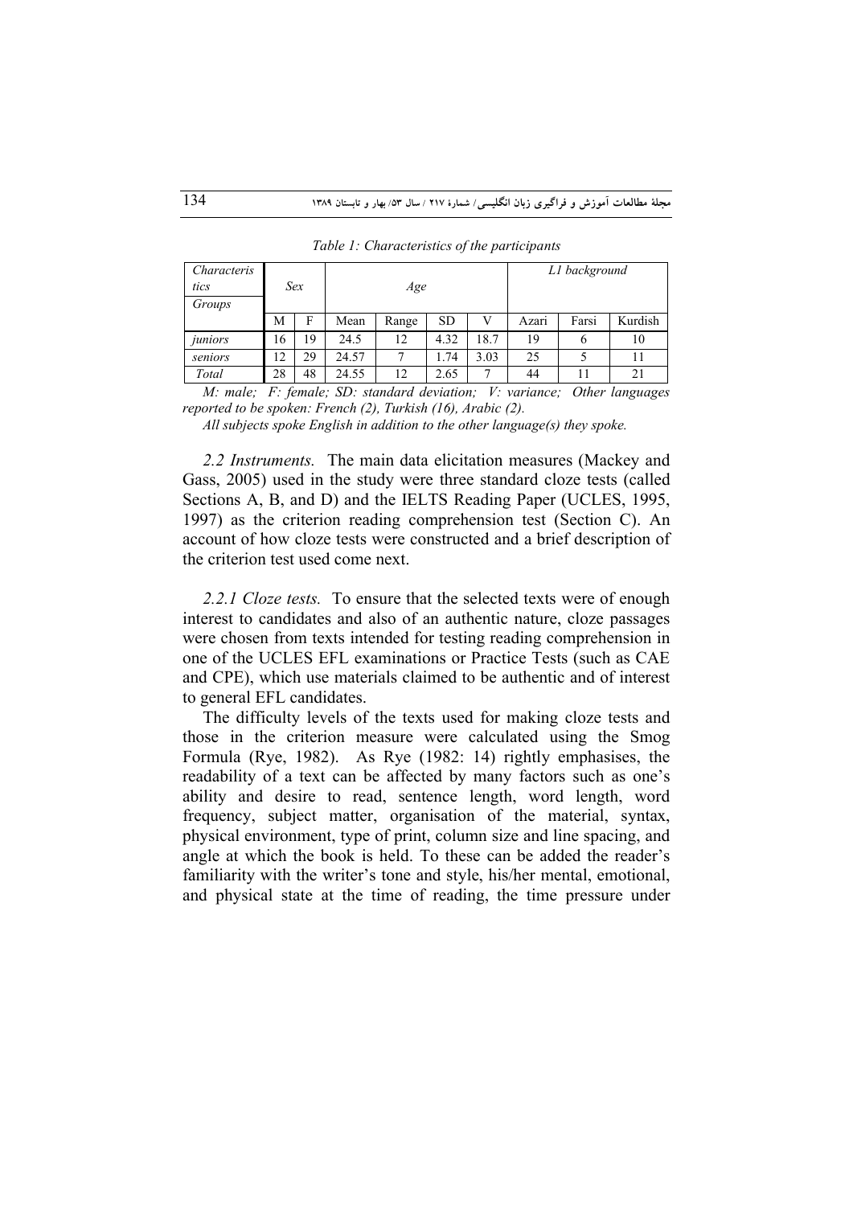*Table 1: Characteristics of the participants*

| *Characteristics* / *Groups* | *Sex* | | *Age* | | | | *L1 background* | | |
|---|---|---|---|---|---|---|---|---|---|
| | M | F | Mean | Range | SD | V | Azari | Farsi | Kurdish |
| *juniors* | 16 | 19 | 24.5 | 12 | 4.32 | 18.7 | 19 | 6 | 10 |
| *seniors* | 12 | 29 | 24.57 | 7 | 1.74 | 3.03 | 25 | 5 | 11 |
| *Total* | 28 | 48 | 24.55 | 12 | 2.65 | 7 | 44 | 11 | 21 |

*M: male; F: female; SD: standard deviation; V: variance; Other languages reported to be spoken: French (2), Turkish (16), Arabic (2).*

*All subjects spoke English in addition to the other language(s) they spoke.*

*2.2 Instruments.* The main data elicitation measures (Mackey and Gass, 2005) used in the study were three standard cloze tests (called Sections A, B, and D) and the IELTS Reading Paper (UCLES, 1995, 1997) as the criterion reading comprehension test (Section C). An account of how cloze tests were constructed and a brief description of the criterion test used come next.

*2.2.1 Cloze tests.* To ensure that the selected texts were of enough interest to candidates and also of an authentic nature, cloze passages were chosen from texts intended for testing reading comprehension in one of the UCLES EFL examinations or Practice Tests (such as CAE and CPE), which use materials claimed to be authentic and of interest to general EFL candidates.

The difficulty levels of the texts used for making cloze tests and those in the criterion measure were calculated using the Smog Formula (Rye, 1982). As Rye (1982: 14) rightly emphasises, the readability of a text can be affected by many factors such as one's ability and desire to read, sentence length, word length, word frequency, subject matter, organisation of the material, syntax, physical environment, type of print, column size and line spacing, and angle at which the book is held. To these can be added the reader's familiarity with the writer's tone and style, his/her mental, emotional, and physical state at the time of reading, the time pressure under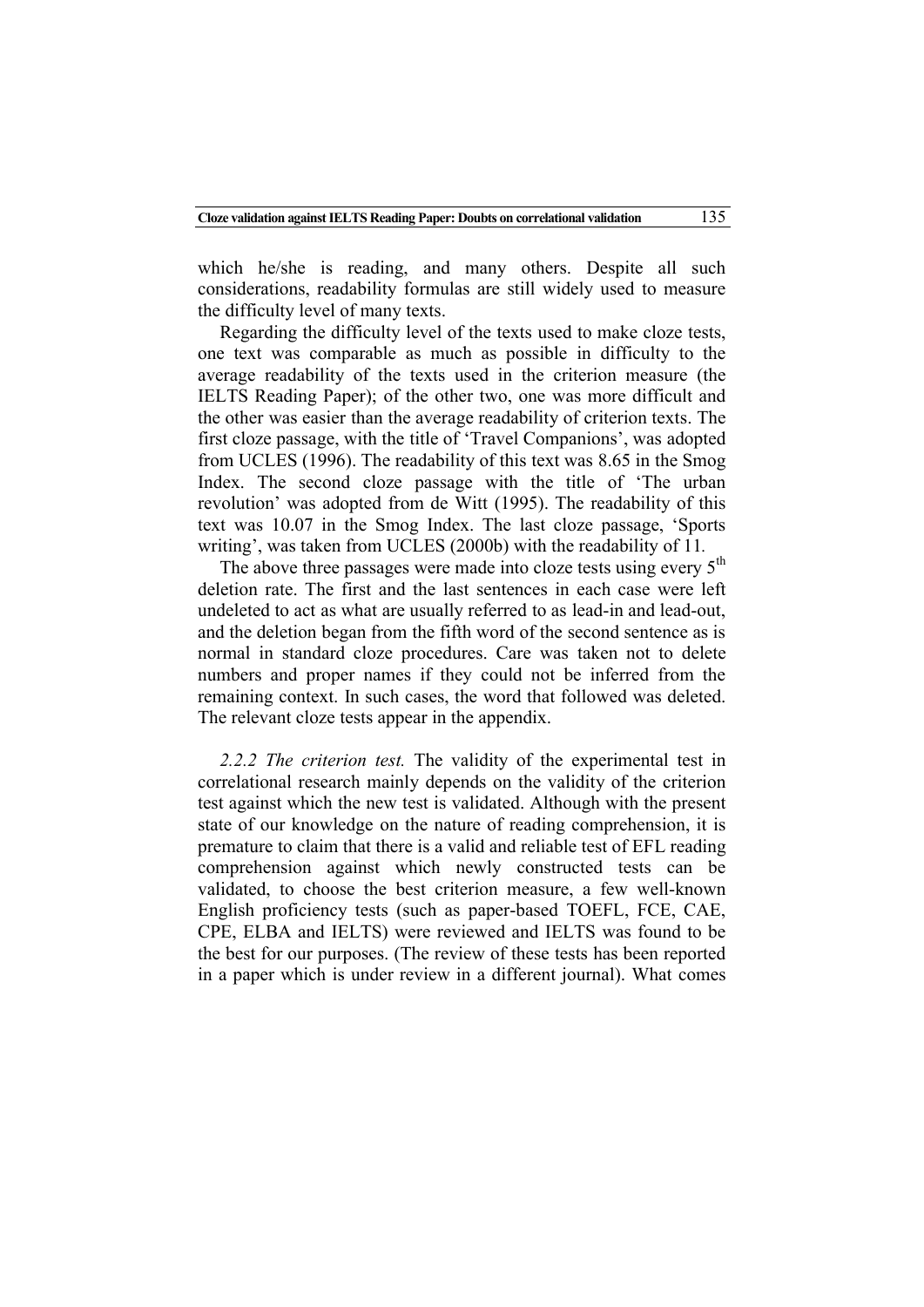which he/she is reading, and many others. Despite all such considerations, readability formulas are still widely used to measure the difficulty level of many texts.

Regarding the difficulty level of the texts used to make cloze tests, one text was comparable as much as possible in difficulty to the average readability of the texts used in the criterion measure (the IELTS Reading Paper); of the other two, one was more difficult and the other was easier than the average readability of criterion texts. The first cloze passage, with the title of 'Travel Companions', was adopted from UCLES (1996). The readability of this text was 8.65 in the Smog Index. The second cloze passage with the title of 'The urban revolution' was adopted from de Witt (1995). The readability of this text was 10.07 in the Smog Index. The last cloze passage, 'Sports writing', was taken from UCLES (2000b) with the readability of 11.

The above three passages were made into cloze tests using every 5th deletion rate. The first and the last sentences in each case were left undeleted to act as what are usually referred to as lead-in and lead-out, and the deletion began from the fifth word of the second sentence as is normal in standard cloze procedures. Care was taken not to delete numbers and proper names if they could not be inferred from the remaining context. In such cases, the word that followed was deleted. The relevant cloze tests appear in the appendix.

*2.2.2 The criterion test.* The validity of the experimental test in correlational research mainly depends on the validity of the criterion test against which the new test is validated. Although with the present state of our knowledge on the nature of reading comprehension, it is premature to claim that there is a valid and reliable test of EFL reading comprehension against which newly constructed tests can be validated, to choose the best criterion measure, a few well-known English proficiency tests (such as paper-based TOEFL, FCE, CAE, CPE, ELBA and IELTS) were reviewed and IELTS was found to be the best for our purposes. (The review of these tests has been reported in a paper which is under review in a different journal). What comes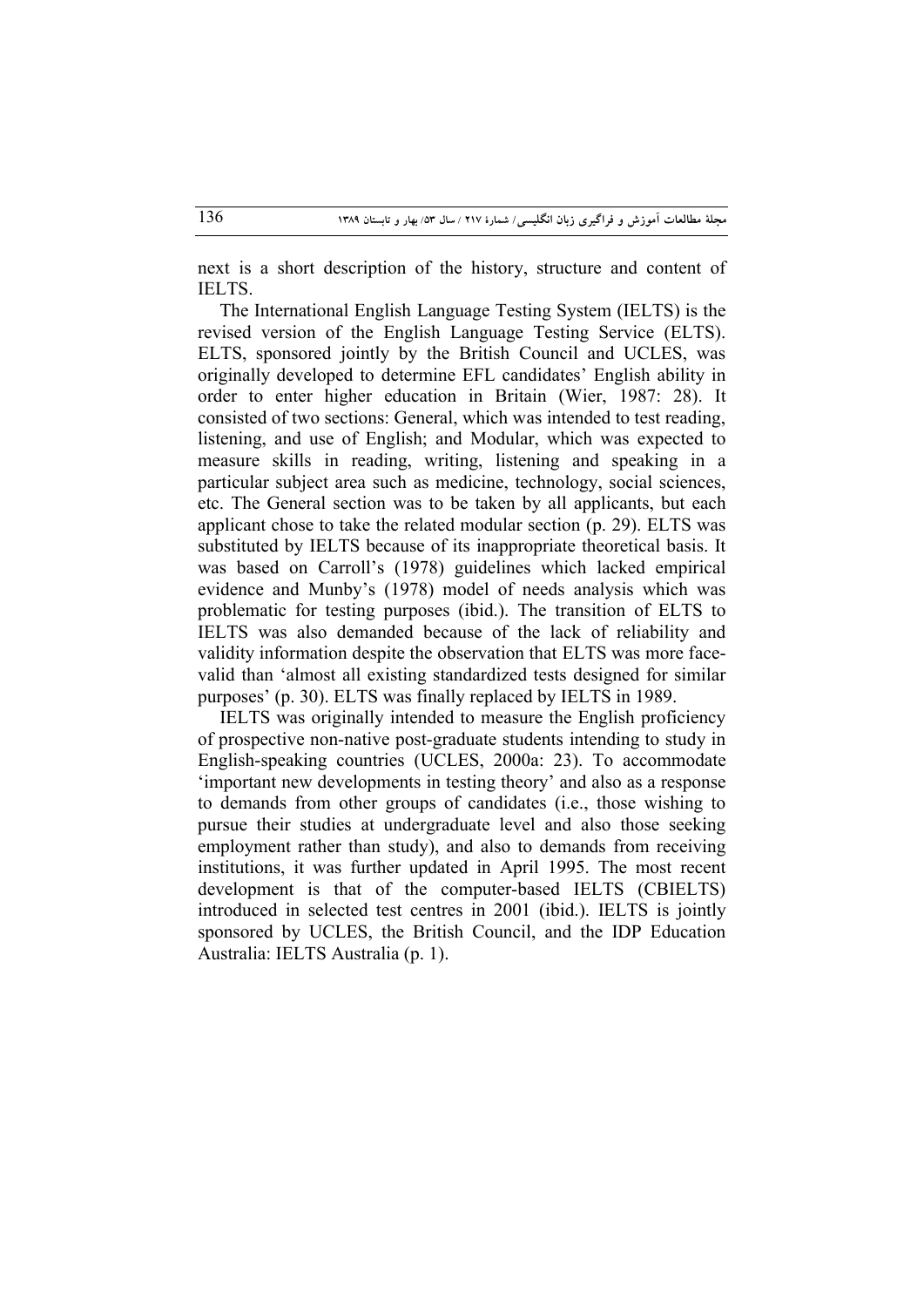next is a short description of the history, structure and content of IELTS.

The International English Language Testing System (IELTS) is the revised version of the English Language Testing Service (ELTS). ELTS, sponsored jointly by the British Council and UCLES, was originally developed to determine EFL candidates' English ability in order to enter higher education in Britain (Wier, 1987: 28). It consisted of two sections: General, which was intended to test reading, listening, and use of English; and Modular, which was expected to measure skills in reading, writing, listening and speaking in a particular subject area such as medicine, technology, social sciences, etc. The General section was to be taken by all applicants, but each applicant chose to take the related modular section (p. 29). ELTS was substituted by IELTS because of its inappropriate theoretical basis. It was based on Carroll's (1978) guidelines which lacked empirical evidence and Munby's (1978) model of needs analysis which was problematic for testing purposes (ibid.). The transition of ELTS to IELTS was also demanded because of the lack of reliability and validity information despite the observation that ELTS was more face-valid than 'almost all existing standardized tests designed for similar purposes' (p. 30). ELTS was finally replaced by IELTS in 1989.

IELTS was originally intended to measure the English proficiency of prospective non-native post-graduate students intending to study in English-speaking countries (UCLES, 2000a: 23). To accommodate 'important new developments in testing theory' and also as a response to demands from other groups of candidates (i.e., those wishing to pursue their studies at undergraduate level and also those seeking employment rather than study), and also to demands from receiving institutions, it was further updated in April 1995. The most recent development is that of the computer-based IELTS (CBIELTS) introduced in selected test centres in 2001 (ibid.). IELTS is jointly sponsored by UCLES, the British Council, and the IDP Education Australia: IELTS Australia (p. 1).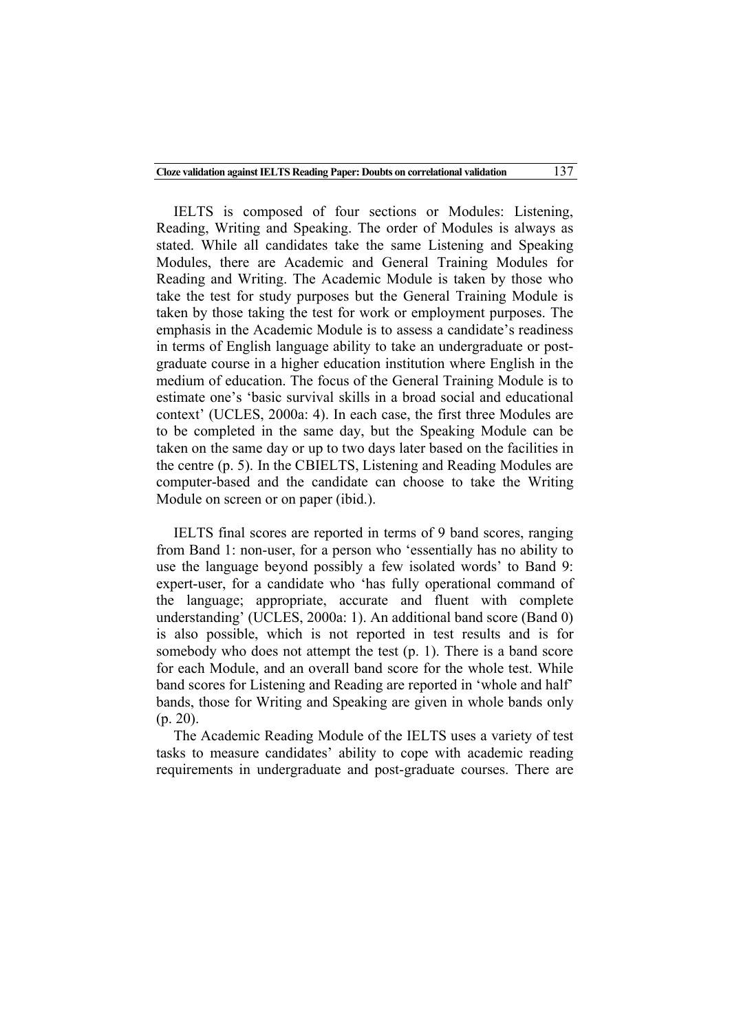IELTS is composed of four sections or Modules: Listening, Reading, Writing and Speaking. The order of Modules is always as stated. While all candidates take the same Listening and Speaking Modules, there are Academic and General Training Modules for Reading and Writing. The Academic Module is taken by those who take the test for study purposes but the General Training Module is taken by those taking the test for work or employment purposes. The emphasis in the Academic Module is to assess a candidate's readiness in terms of English language ability to take an undergraduate or post-graduate course in a higher education institution where English in the medium of education. The focus of the General Training Module is to estimate one's 'basic survival skills in a broad social and educational context' (UCLES, 2000a: 4). In each case, the first three Modules are to be completed in the same day, but the Speaking Module can be taken on the same day or up to two days later based on the facilities in the centre (p. 5). In the CBIELTS, Listening and Reading Modules are computer-based and the candidate can choose to take the Writing Module on screen or on paper (ibid.).

IELTS final scores are reported in terms of 9 band scores, ranging from Band 1: non-user, for a person who 'essentially has no ability to use the language beyond possibly a few isolated words' to Band 9: expert-user, for a candidate who 'has fully operational command of the language; appropriate, accurate and fluent with complete understanding' (UCLES, 2000a: 1). An additional band score (Band 0) is also possible, which is not reported in test results and is for somebody who does not attempt the test (p. 1). There is a band score for each Module, and an overall band score for the whole test. While band scores for Listening and Reading are reported in 'whole and half' bands, those for Writing and Speaking are given in whole bands only (p. 20).

The Academic Reading Module of the IELTS uses a variety of test tasks to measure candidates' ability to cope with academic reading requirements in undergraduate and post-graduate courses. There are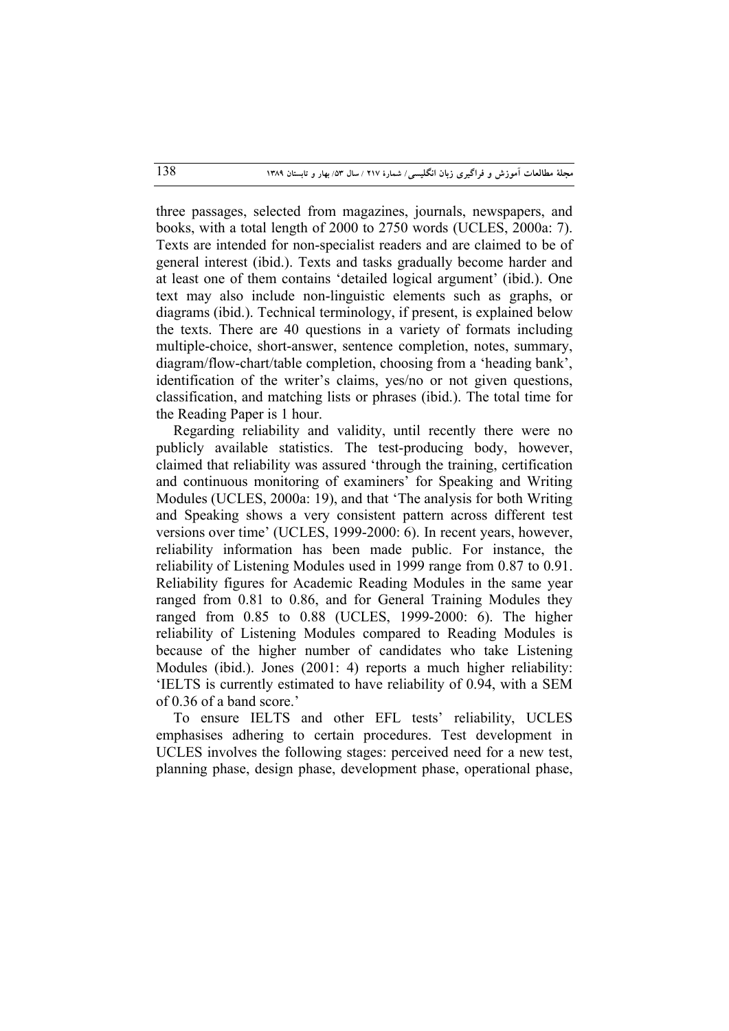three passages, selected from magazines, journals, newspapers, and books, with a total length of 2000 to 2750 words (UCLES, 2000a: 7). Texts are intended for non-specialist readers and are claimed to be of general interest (ibid.). Texts and tasks gradually become harder and at least one of them contains 'detailed logical argument' (ibid.). One text may also include non-linguistic elements such as graphs, or diagrams (ibid.). Technical terminology, if present, is explained below the texts. There are 40 questions in a variety of formats including multiple-choice, short-answer, sentence completion, notes, summary, diagram/flow-chart/table completion, choosing from a 'heading bank', identification of the writer's claims, yes/no or not given questions, classification, and matching lists or phrases (ibid.). The total time for the Reading Paper is 1 hour.

Regarding reliability and validity, until recently there were no publicly available statistics. The test-producing body, however, claimed that reliability was assured 'through the training, certification and continuous monitoring of examiners' for Speaking and Writing Modules (UCLES, 2000a: 19), and that 'The analysis for both Writing and Speaking shows a very consistent pattern across different test versions over time' (UCLES, 1999-2000: 6). In recent years, however, reliability information has been made public. For instance, the reliability of Listening Modules used in 1999 range from 0.87 to 0.91. Reliability figures for Academic Reading Modules in the same year ranged from 0.81 to 0.86, and for General Training Modules they ranged from 0.85 to 0.88 (UCLES, 1999-2000: 6). The higher reliability of Listening Modules compared to Reading Modules is because of the higher number of candidates who take Listening Modules (ibid.). Jones (2001: 4) reports a much higher reliability: 'IELTS is currently estimated to have reliability of 0.94, with a SEM of 0.36 of a band score.'

To ensure IELTS and other EFL tests' reliability, UCLES emphasises adhering to certain procedures. Test development in UCLES involves the following stages: perceived need for a new test, planning phase, design phase, development phase, operational phase,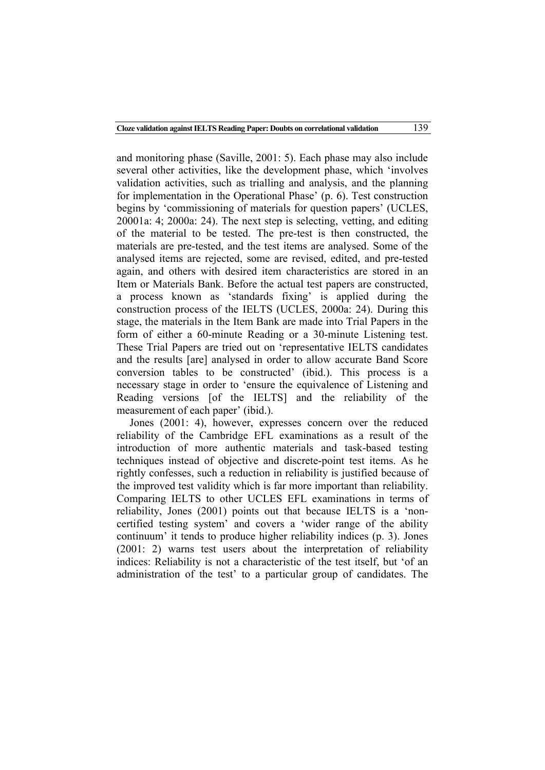and monitoring phase (Saville, 2001: 5). Each phase may also include several other activities, like the development phase, which 'involves validation activities, such as trialling and analysis, and the planning for implementation in the Operational Phase' (p. 6). Test construction begins by 'commissioning of materials for question papers' (UCLES, 20001a: 4; 2000a: 24). The next step is selecting, vetting, and editing of the material to be tested. The pre-test is then constructed, the materials are pre-tested, and the test items are analysed. Some of the analysed items are rejected, some are revised, edited, and pre-tested again, and others with desired item characteristics are stored in an Item or Materials Bank. Before the actual test papers are constructed, a process known as 'standards fixing' is applied during the construction process of the IELTS (UCLES, 2000a: 24). During this stage, the materials in the Item Bank are made into Trial Papers in the form of either a 60-minute Reading or a 30-minute Listening test. These Trial Papers are tried out on 'representative IELTS candidates and the results [are] analysed in order to allow accurate Band Score conversion tables to be constructed' (ibid.). This process is a necessary stage in order to 'ensure the equivalence of Listening and Reading versions [of the IELTS] and the reliability of the measurement of each paper' (ibid.).

Jones (2001: 4), however, expresses concern over the reduced reliability of the Cambridge EFL examinations as a result of the introduction of more authentic materials and task-based testing techniques instead of objective and discrete-point test items. As he rightly confesses, such a reduction in reliability is justified because of the improved test validity which is far more important than reliability. Comparing IELTS to other UCLES EFL examinations in terms of reliability, Jones (2001) points out that because IELTS is a 'non-certified testing system' and covers a 'wider range of the ability continuum' it tends to produce higher reliability indices (p. 3). Jones (2001: 2) warns test users about the interpretation of reliability indices: Reliability is not a characteristic of the test itself, but 'of an administration of the test' to a particular group of candidates. The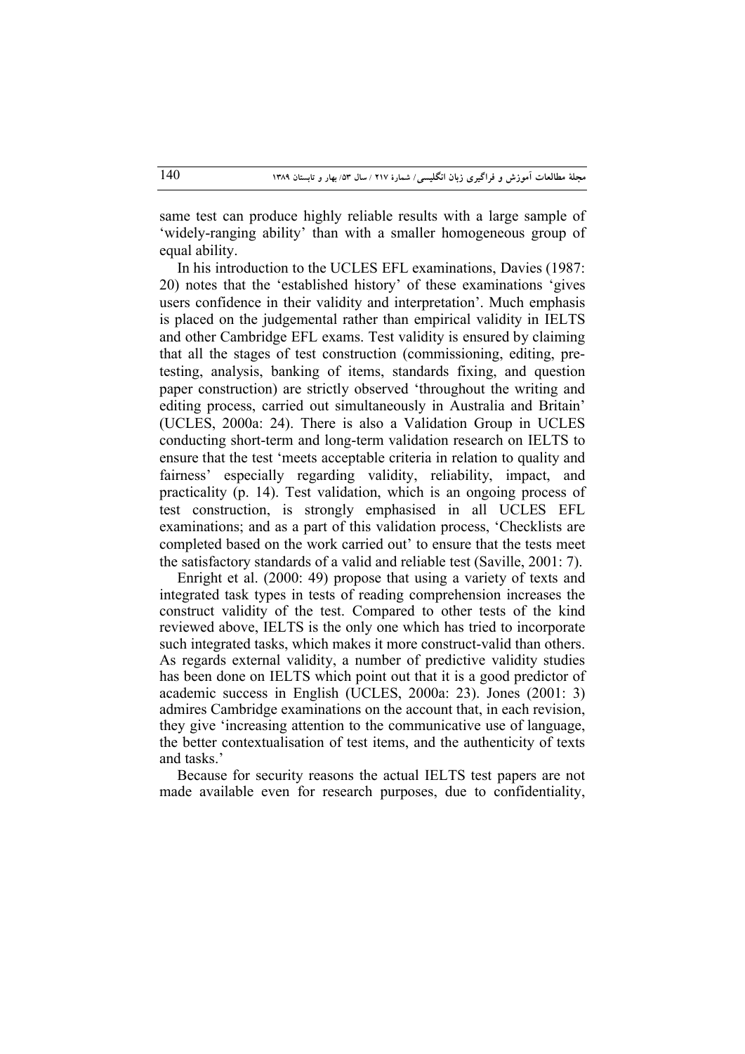same test can produce highly reliable results with a large sample of 'widely-ranging ability' than with a smaller homogeneous group of equal ability.

In his introduction to the UCLES EFL examinations, Davies (1987: 20) notes that the 'established history' of these examinations 'gives users confidence in their validity and interpretation'. Much emphasis is placed on the judgemental rather than empirical validity in IELTS and other Cambridge EFL exams. Test validity is ensured by claiming that all the stages of test construction (commissioning, editing, pre-testing, analysis, banking of items, standards fixing, and question paper construction) are strictly observed 'throughout the writing and editing process, carried out simultaneously in Australia and Britain' (UCLES, 2000a: 24). There is also a Validation Group in UCLES conducting short-term and long-term validation research on IELTS to ensure that the test 'meets acceptable criteria in relation to quality and fairness' especially regarding validity, reliability, impact, and practicality (p. 14). Test validation, which is an ongoing process of test construction, is strongly emphasised in all UCLES EFL examinations; and as a part of this validation process, 'Checklists are completed based on the work carried out' to ensure that the tests meet the satisfactory standards of a valid and reliable test (Saville, 2001: 7).

Enright et al. (2000: 49) propose that using a variety of texts and integrated task types in tests of reading comprehension increases the construct validity of the test. Compared to other tests of the kind reviewed above, IELTS is the only one which has tried to incorporate such integrated tasks, which makes it more construct-valid than others. As regards external validity, a number of predictive validity studies has been done on IELTS which point out that it is a good predictor of academic success in English (UCLES, 2000a: 23). Jones (2001: 3) admires Cambridge examinations on the account that, in each revision, they give 'increasing attention to the communicative use of language, the better contextualisation of test items, and the authenticity of texts and tasks.'

Because for security reasons the actual IELTS test papers are not made available even for research purposes, due to confidentiality,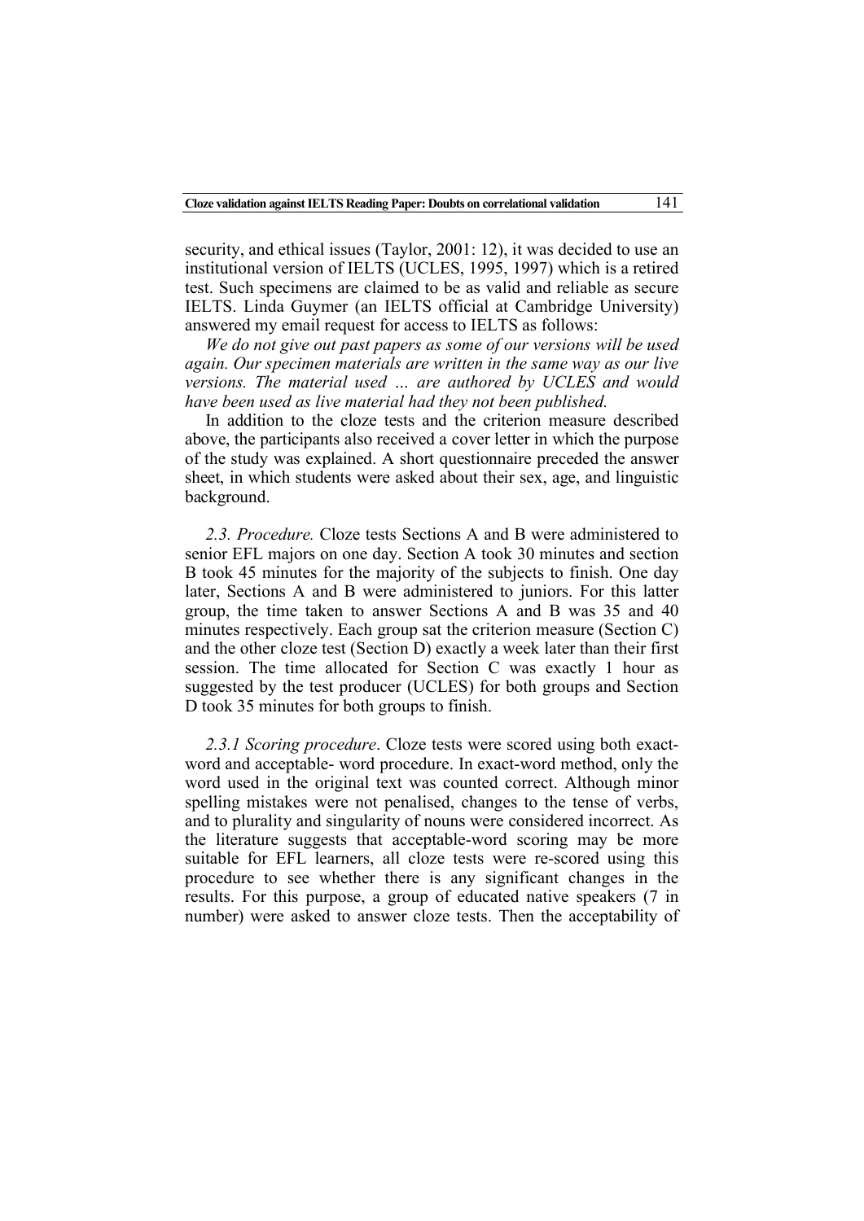security, and ethical issues (Taylor, 2001: 12), it was decided to use an institutional version of IELTS (UCLES, 1995, 1997) which is a retired test. Such specimens are claimed to be as valid and reliable as secure IELTS. Linda Guymer (an IELTS official at Cambridge University) answered my email request for access to IELTS as follows:

*We do not give out past papers as some of our versions will be used again. Our specimen materials are written in the same way as our live versions. The material used … are authored by UCLES and would have been used as live material had they not been published.*

In addition to the cloze tests and the criterion measure described above, the participants also received a cover letter in which the purpose of the study was explained. A short questionnaire preceded the answer sheet, in which students were asked about their sex, age, and linguistic background.

*2.3. Procedure.* Cloze tests Sections A and B were administered to senior EFL majors on one day. Section A took 30 minutes and section B took 45 minutes for the majority of the subjects to finish. One day later, Sections A and B were administered to juniors. For this latter group, the time taken to answer Sections A and B was 35 and 40 minutes respectively. Each group sat the criterion measure (Section C) and the other cloze test (Section D) exactly a week later than their first session. The time allocated for Section C was exactly 1 hour as suggested by the test producer (UCLES) for both groups and Section D took 35 minutes for both groups to finish.

*2.3.1 Scoring procedure*. Cloze tests were scored using both exact-word and acceptable- word procedure. In exact-word method, only the word used in the original text was counted correct. Although minor spelling mistakes were not penalised, changes to the tense of verbs, and to plurality and singularity of nouns were considered incorrect. As the literature suggests that acceptable-word scoring may be more suitable for EFL learners, all cloze tests were re-scored using this procedure to see whether there is any significant changes in the results. For this purpose, a group of educated native speakers (7 in number) were asked to answer cloze tests. Then the acceptability of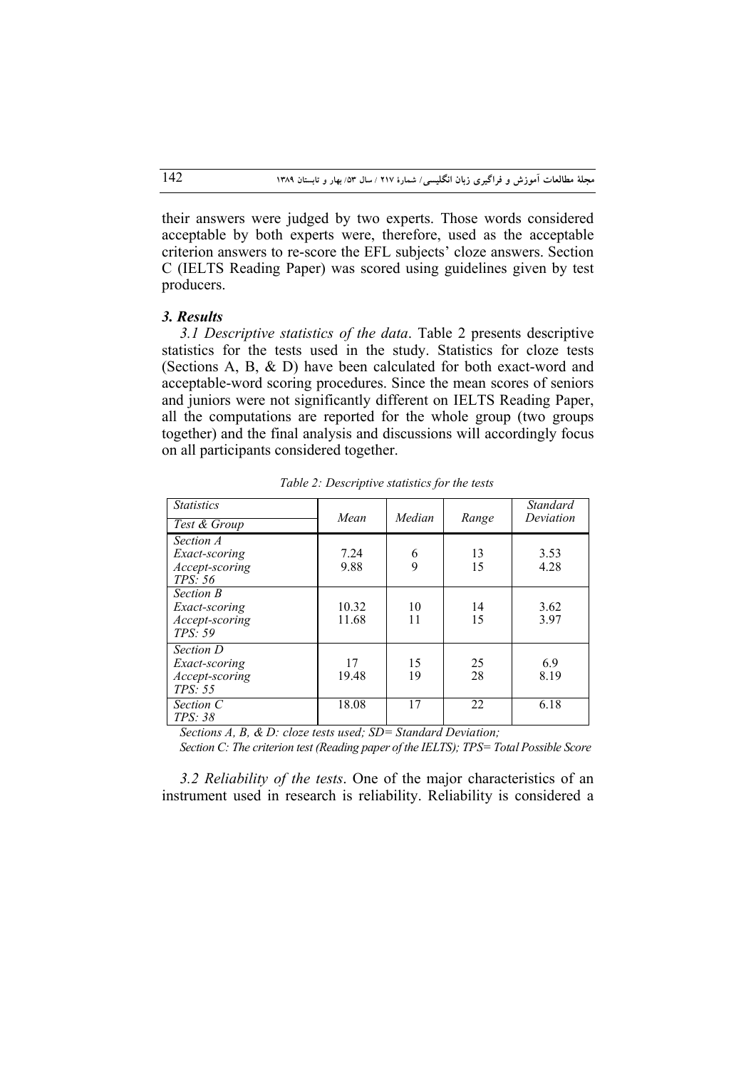their answers were judged by two experts. Those words considered acceptable by both experts were, therefore, used as the acceptable criterion answers to re-score the EFL subjects' cloze answers. Section C (IELTS Reading Paper) was scored using guidelines given by test producers.

### *3. Results*

*3.1 Descriptive statistics of the data*. Table 2 presents descriptive statistics for the tests used in the study. Statistics for cloze tests (Sections A, B, & D) have been calculated for both exact-word and acceptable-word scoring procedures. Since the mean scores of seniors and juniors were not significantly different on IELTS Reading Paper, all the computations are reported for the whole group (two groups together) and the final analysis and discussions will accordingly focus on all participants considered together.

*Table 2: Descriptive statistics for the tests*

| *Statistics* / *Test & Group* | *Mean* | *Median* | *Range* | *Standard Deviation* |
|---|---|---|---|---|
| *Section A* | | | | |
| *Exact-scoring* | 7.24 | 6 | 13 | 3.53 |
| *Accept-scoring* | 9.88 | 9 | 15 | 4.28 |
| *TPS: 56* | | | | |
| *Section B* | | | | |
| *Exact-scoring* | 10.32 | 10 | 14 | 3.62 |
| *Accept-scoring* | 11.68 | 11 | 15 | 3.97 |
| *TPS: 59* | | | | |
| *Section D* | | | | |
| *Exact-scoring* | 17 | 15 | 25 | 6.9 |
| *Accept-scoring* | 19.48 | 19 | 28 | 8.19 |
| *TPS: 55* | | | | |
| *Section C* | 18.08 | 17 | 22 | 6.18 |
| *TPS: 38* | | | | |

*Sections A, B, & D: cloze tests used; SD= Standard Deviation;*
*Section C: The criterion test (Reading paper of the IELTS); TPS= Total Possible Score*

*3.2 Reliability of the tests*. One of the major characteristics of an instrument used in research is reliability. Reliability is considered a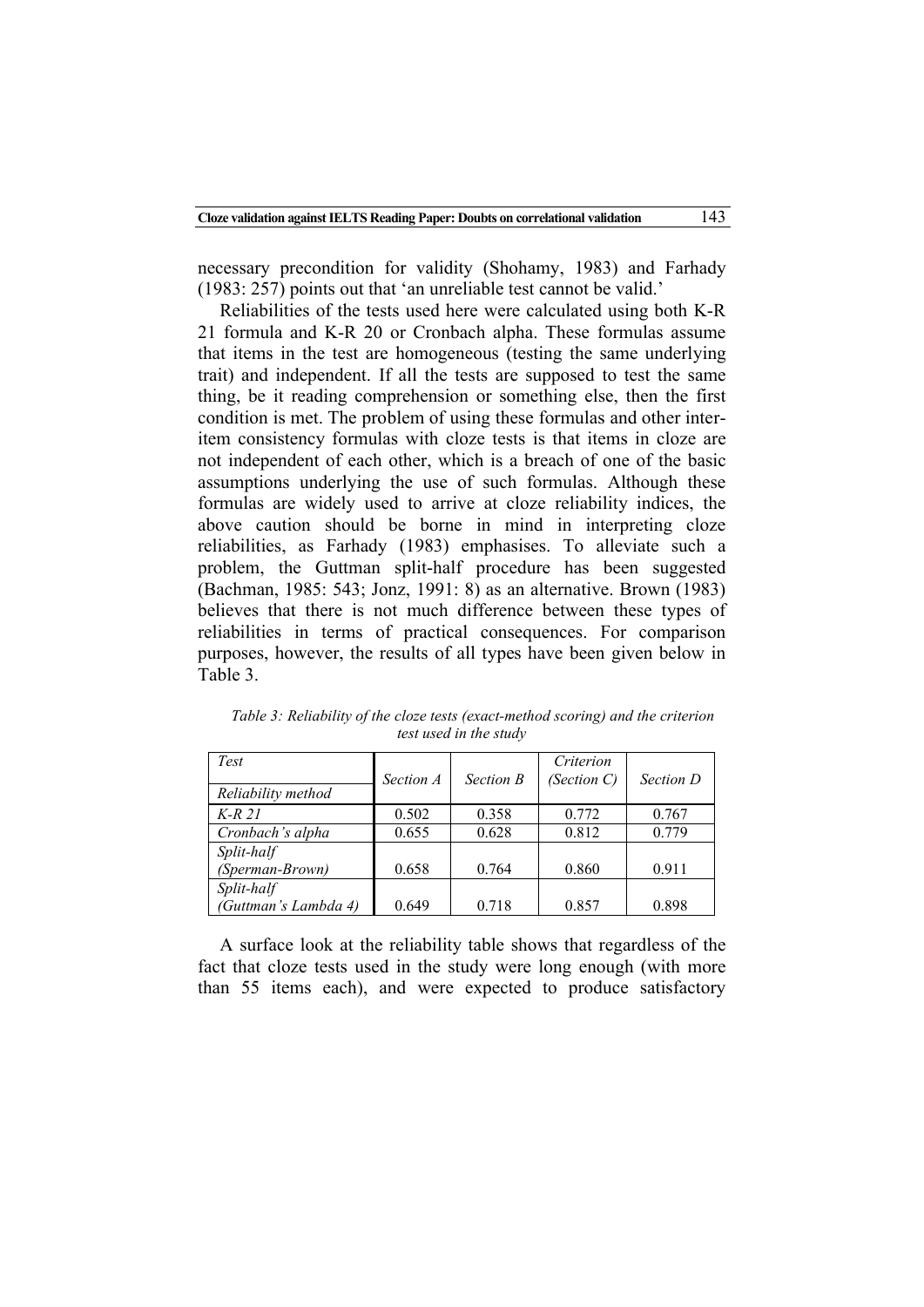necessary precondition for validity (Shohamy, 1983) and Farhady (1983: 257) points out that 'an unreliable test cannot be valid.'

Reliabilities of the tests used here were calculated using both K-R 21 formula and K-R 20 or Cronbach alpha. These formulas assume that items in the test are homogeneous (testing the same underlying trait) and independent. If all the tests are supposed to test the same thing, be it reading comprehension or something else, then the first condition is met. The problem of using these formulas and other inter-item consistency formulas with cloze tests is that items in cloze are not independent of each other, which is a breach of one of the basic assumptions underlying the use of such formulas. Although these formulas are widely used to arrive at cloze reliability indices, the above caution should be borne in mind in interpreting cloze reliabilities, as Farhady (1983) emphasises. To alleviate such a problem, the Guttman split-half procedure has been suggested (Bachman, 1985: 543; Jonz, 1991: 8) as an alternative. Brown (1983) believes that there is not much difference between these types of reliabilities in terms of practical consequences. For comparison purposes, however, the results of all types have been given below in Table 3.

*Table 3: Reliability of the cloze tests (exact-method scoring) and the criterion test used in the study*

| *Test* / *Reliability method* | *Section A* | *Section B* | *Criterion (Section C)* | *Section D* |
|---|---|---|---|---|
| *K-R 21* | 0.502 | 0.358 | 0.772 | 0.767 |
| *Cronbach's alpha* | 0.655 | 0.628 | 0.812 | 0.779 |
| *Split-half (Sperman-Brown)* | 0.658 | 0.764 | 0.860 | 0.911 |
| *Split-half (Guttman's Lambda 4)* | 0.649 | 0.718 | 0.857 | 0.898 |

A surface look at the reliability table shows that regardless of the fact that cloze tests used in the study were long enough (with more than 55 items each), and were expected to produce satisfactory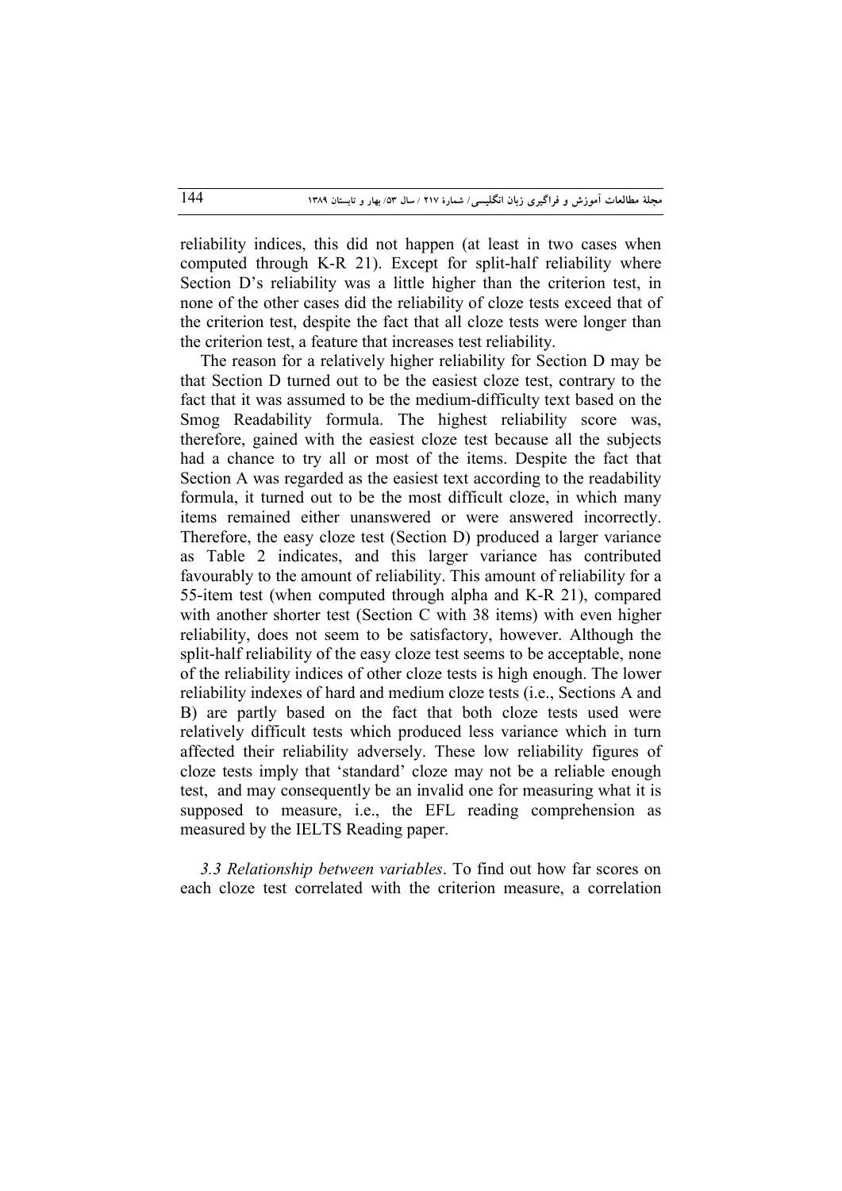reliability indices, this did not happen (at least in two cases when computed through K-R 21). Except for split-half reliability where Section D's reliability was a little higher than the criterion test, in none of the other cases did the reliability of cloze tests exceed that of the criterion test, despite the fact that all cloze tests were longer than the criterion test, a feature that increases test reliability.

The reason for a relatively higher reliability for Section D may be that Section D turned out to be the easiest cloze test, contrary to the fact that it was assumed to be the medium-difficulty text based on the Smog Readability formula. The highest reliability score was, therefore, gained with the easiest cloze test because all the subjects had a chance to try all or most of the items. Despite the fact that Section A was regarded as the easiest text according to the readability formula, it turned out to be the most difficult cloze, in which many items remained either unanswered or were answered incorrectly. Therefore, the easy cloze test (Section D) produced a larger variance as Table 2 indicates, and this larger variance has contributed favourably to the amount of reliability. This amount of reliability for a 55-item test (when computed through alpha and K-R 21), compared with another shorter test (Section C with 38 items) with even higher reliability, does not seem to be satisfactory, however. Although the split-half reliability of the easy cloze test seems to be acceptable, none of the reliability indices of other cloze tests is high enough. The lower reliability indexes of hard and medium cloze tests (i.e., Sections A and B) are partly based on the fact that both cloze tests used were relatively difficult tests which produced less variance which in turn affected their reliability adversely. These low reliability figures of cloze tests imply that 'standard' cloze may not be a reliable enough test, and may consequently be an invalid one for measuring what it is supposed to measure, i.e., the EFL reading comprehension as measured by the IELTS Reading paper.

*3.3 Relationship between variables*. To find out how far scores on each cloze test correlated with the criterion measure, a correlation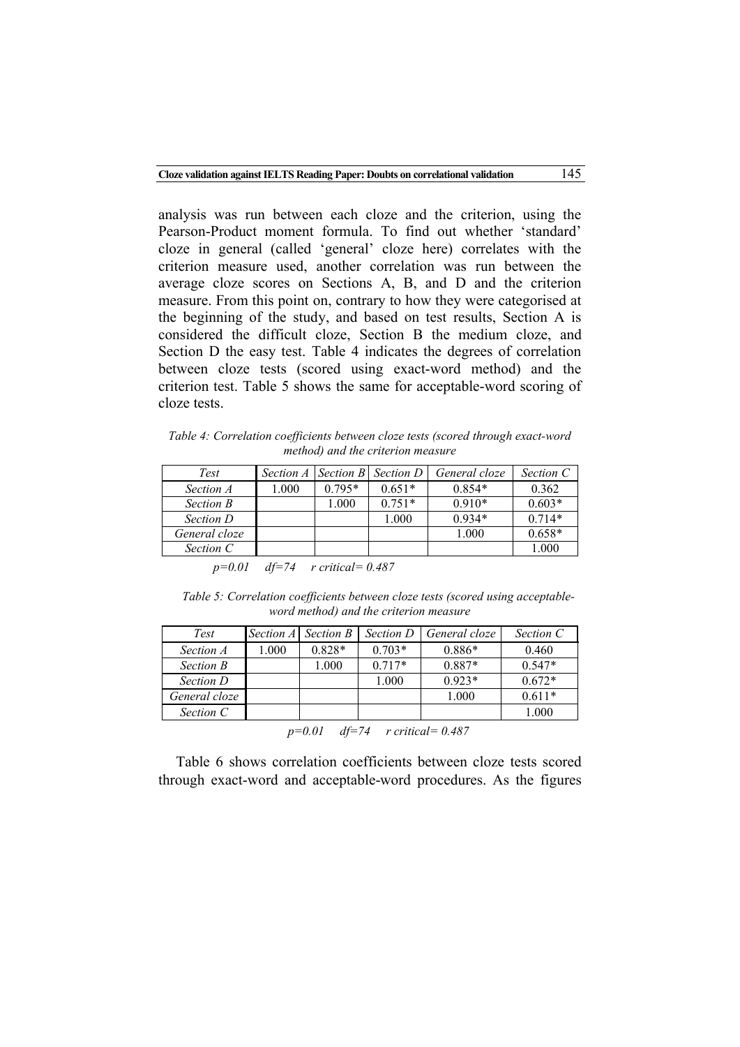analysis was run between each cloze and the criterion, using the Pearson-Product moment formula. To find out whether 'standard' cloze in general (called 'general' cloze here) correlates with the criterion measure used, another correlation was run between the average cloze scores on Sections A, B, and D and the criterion measure. From this point on, contrary to how they were categorised at the beginning of the study, and based on test results, Section A is considered the difficult cloze, Section B the medium cloze, and Section D the easy test. Table 4 indicates the degrees of correlation between cloze tests (scored using exact-word method) and the criterion test. Table 5 shows the same for acceptable-word scoring of cloze tests.

*Table 4: Correlation coefficients between cloze tests (scored through exact-word method) and the criterion measure*

| *Test* | *Section A* | *Section B* | *Section D* | *General cloze* | *Section C* |
|---|---|---|---|---|---|
| *Section A* | 1.000 | 0.795* | 0.651* | 0.854* | 0.362 |
| *Section B* | | 1.000 | 0.751* | 0.910* | 0.603* |
| *Section D* | | | 1.000 | 0.934* | 0.714* |
| *General cloze* | | | | 1.000 | 0.658* |
| *Section C* | | | | | 1.000 |

*p=0.01 df=74 r critical= 0.487*

*Table 5: Correlation coefficients between cloze tests (scored using acceptable-word method) and the criterion measure*

| *Test* | *Section A* | *Section B* | *Section D* | *General cloze* | *Section C* |
|---|---|---|---|---|---|
| *Section A* | 1.000 | 0.828* | 0.703* | 0.886* | 0.460 |
| *Section B* | | 1.000 | 0.717* | 0.887* | 0.547* |
| *Section D* | | | 1.000 | 0.923* | 0.672* |
| *General cloze* | | | | 1.000 | 0.611* |
| *Section C* | | | | | 1.000 |

*p=0.01 df=74 r critical= 0.487*

Table 6 shows correlation coefficients between cloze tests scored through exact-word and acceptable-word procedures. As the figures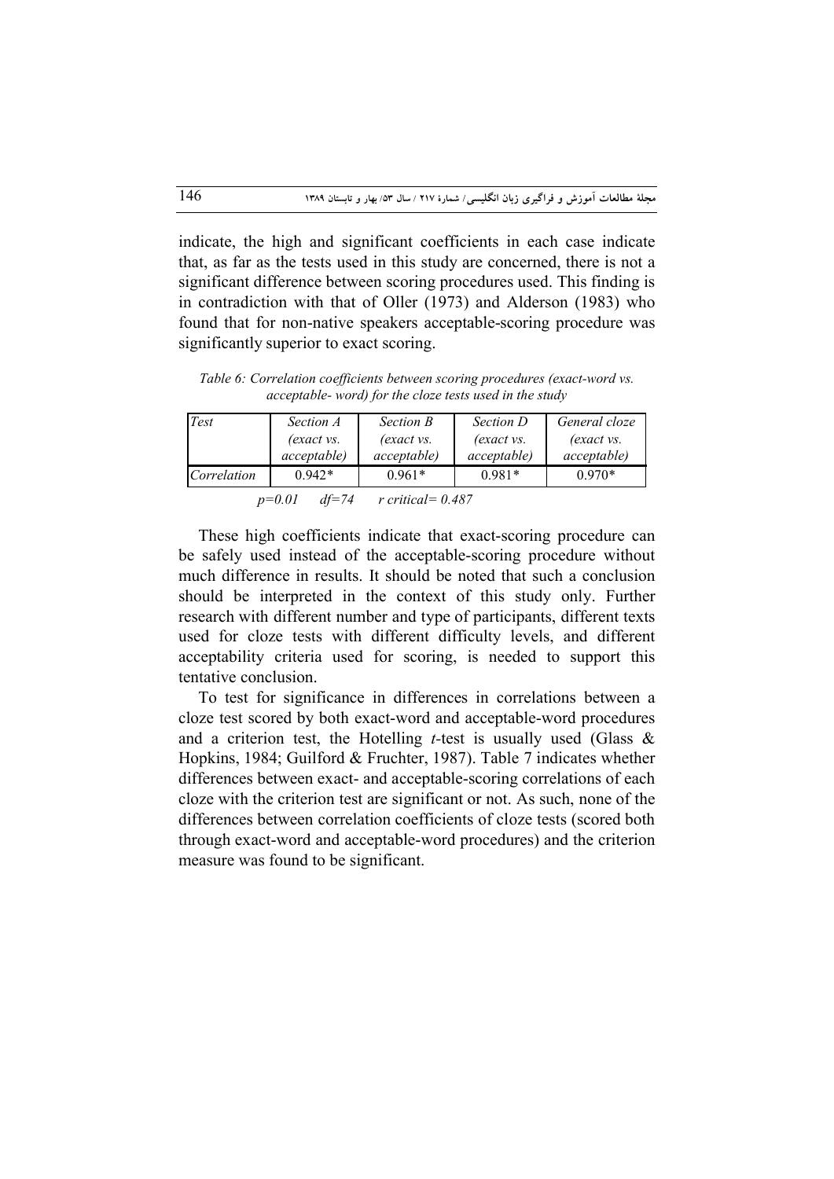indicate, the high and significant coefficients in each case indicate that, as far as the tests used in this study are concerned, there is not a significant difference between scoring procedures used. This finding is in contradiction with that of Oller (1973) and Alderson (1983) who found that for non-native speakers acceptable-scoring procedure was significantly superior to exact scoring.

*Table 6: Correlation coefficients between scoring procedures (exact-word vs. acceptable- word) for the cloze tests used in the study*

| *Test* | *Section A (exact vs. acceptable)* | *Section B (exact vs. acceptable)* | *Section D (exact vs. acceptable)* | *General cloze (exact vs. acceptable)* |
|---|---|---|---|---|
| *Correlation* | 0.942* | 0.961* | 0.981* | 0.970* |

*p=0.01 df=74 r critical= 0.487*

These high coefficients indicate that exact-scoring procedure can be safely used instead of the acceptable-scoring procedure without much difference in results. It should be noted that such a conclusion should be interpreted in the context of this study only. Further research with different number and type of participants, different texts used for cloze tests with different difficulty levels, and different acceptability criteria used for scoring, is needed to support this tentative conclusion.

To test for significance in differences in correlations between a cloze test scored by both exact-word and acceptable-word procedures and a criterion test, the Hotelling *t*-test is usually used (Glass & Hopkins, 1984; Guilford & Fruchter, 1987). Table 7 indicates whether differences between exact- and acceptable-scoring correlations of each cloze with the criterion test are significant or not. As such, none of the differences between correlation coefficients of cloze tests (scored both through exact-word and acceptable-word procedures) and the criterion measure was found to be significant.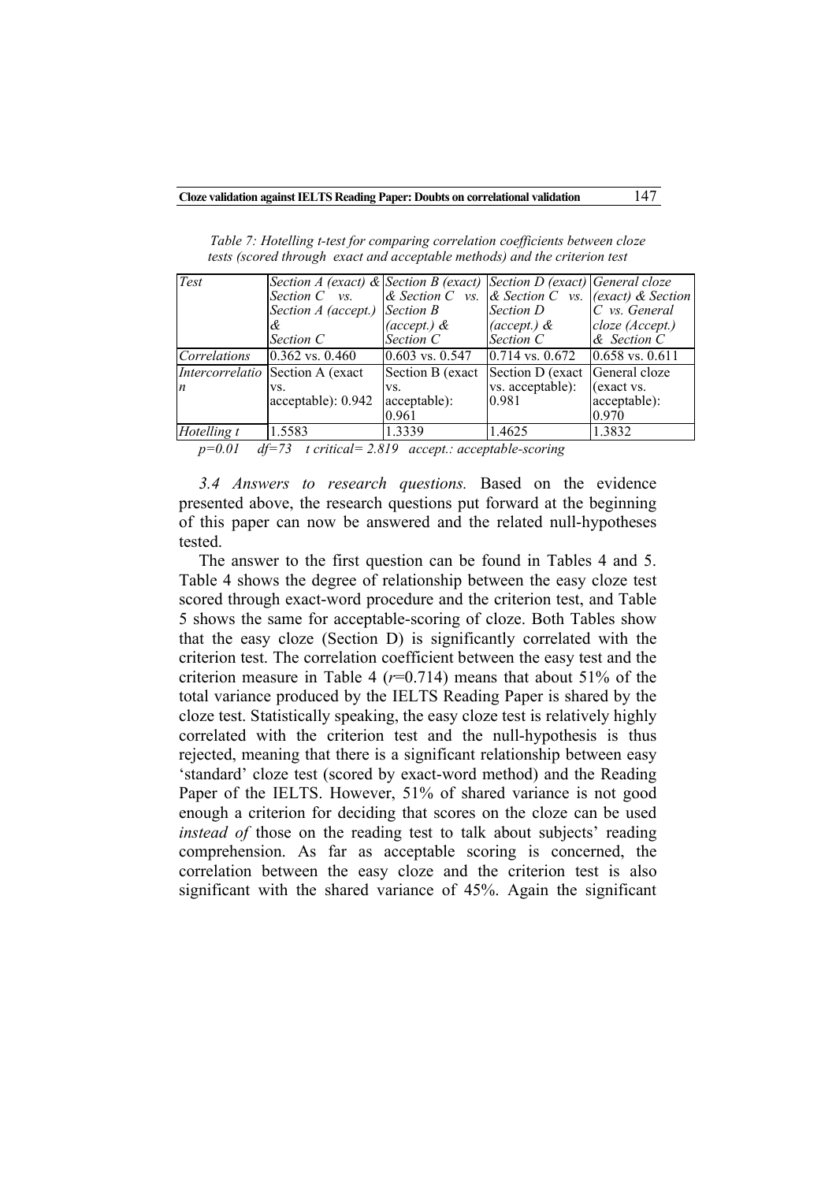*Table 7: Hotelling t-test for comparing correlation coefficients between cloze tests (scored through exact and acceptable methods) and the criterion test*

| *Test* | *Section A (exact) & Section C vs. Section A (accept.) & Section C* | *Section B (exact) & Section C vs. Section B (accept.) & Section C* | *Section D (exact) & Section C vs. Section D (accept.) & Section C* | *General cloze (exact) & Section C vs. General cloze (Accept.) & Section C* |
|---|---|---|---|---|
| *Correlations* | 0.362 vs. 0.460 | 0.603 vs. 0.547 | 0.714 vs. 0.672 | 0.658 vs. 0.611 |
| *Intercorrelation* | Section A (exact vs. acceptable): 0.942 | Section B (exact vs. acceptable): 0.961 | Section D (exact vs. acceptable): 0.981 | General cloze (exact vs. acceptable): 0.970 |
| *Hotelling t* | 1.5583 | 1.3339 | 1.4625 | 1.3832 |

*p=0.01 df=73 t critical= 2.819 accept.: acceptable-scoring*

*3.4 Answers to research questions.* Based on the evidence presented above, the research questions put forward at the beginning of this paper can now be answered and the related null-hypotheses tested.

The answer to the first question can be found in Tables 4 and 5. Table 4 shows the degree of relationship between the easy cloze test scored through exact-word procedure and the criterion test, and Table 5 shows the same for acceptable-scoring of cloze. Both Tables show that the easy cloze (Section D) is significantly correlated with the criterion test. The correlation coefficient between the easy test and the criterion measure in Table 4 ($r$=0.714) means that about 51% of the total variance produced by the IELTS Reading Paper is shared by the cloze test. Statistically speaking, the easy cloze test is relatively highly correlated with the criterion test and the null-hypothesis is thus rejected, meaning that there is a significant relationship between easy 'standard' cloze test (scored by exact-word method) and the Reading Paper of the IELTS. However, 51% of shared variance is not good enough a criterion for deciding that scores on the cloze can be used *instead of* those on the reading test to talk about subjects' reading comprehension. As far as acceptable scoring is concerned, the correlation between the easy cloze and the criterion test is also significant with the shared variance of 45%. Again the significant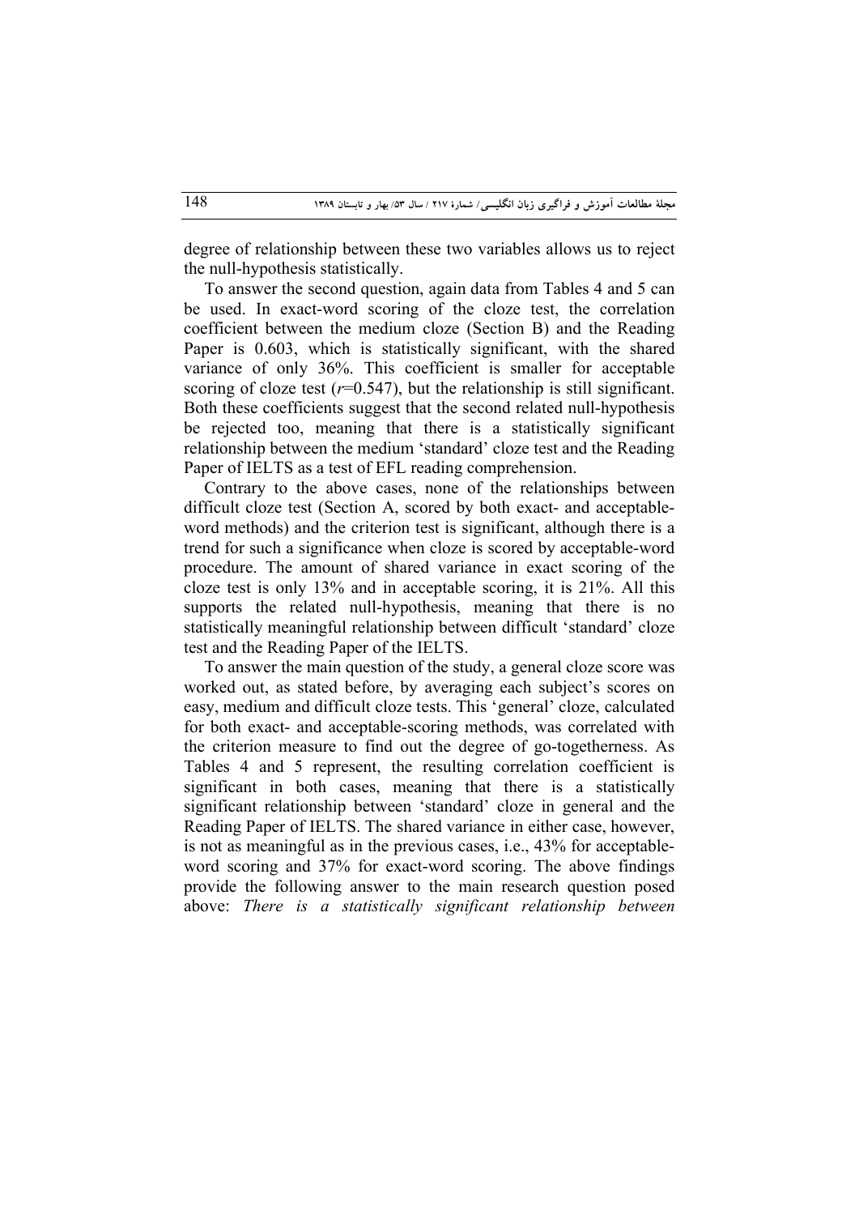degree of relationship between these two variables allows us to reject the null-hypothesis statistically.

To answer the second question, again data from Tables 4 and 5 can be used. In exact-word scoring of the cloze test, the correlation coefficient between the medium cloze (Section B) and the Reading Paper is 0.603, which is statistically significant, with the shared variance of only 36%. This coefficient is smaller for acceptable scoring of cloze test ($r$=0.547), but the relationship is still significant. Both these coefficients suggest that the second related null-hypothesis be rejected too, meaning that there is a statistically significant relationship between the medium 'standard' cloze test and the Reading Paper of IELTS as a test of EFL reading comprehension.

Contrary to the above cases, none of the relationships between difficult cloze test (Section A, scored by both exact- and acceptable-word methods) and the criterion test is significant, although there is a trend for such a significance when cloze is scored by acceptable-word procedure. The amount of shared variance in exact scoring of the cloze test is only 13% and in acceptable scoring, it is 21%. All this supports the related null-hypothesis, meaning that there is no statistically meaningful relationship between difficult 'standard' cloze test and the Reading Paper of the IELTS.

To answer the main question of the study, a general cloze score was worked out, as stated before, by averaging each subject's scores on easy, medium and difficult cloze tests. This 'general' cloze, calculated for both exact- and acceptable-scoring methods, was correlated with the criterion measure to find out the degree of go-togetherness. As Tables 4 and 5 represent, the resulting correlation coefficient is significant in both cases, meaning that there is a statistically significant relationship between 'standard' cloze in general and the Reading Paper of IELTS. The shared variance in either case, however, is not as meaningful as in the previous cases, i.e., 43% for acceptable-word scoring and 37% for exact-word scoring. The above findings provide the following answer to the main research question posed above: *There is a statistically significant relationship between*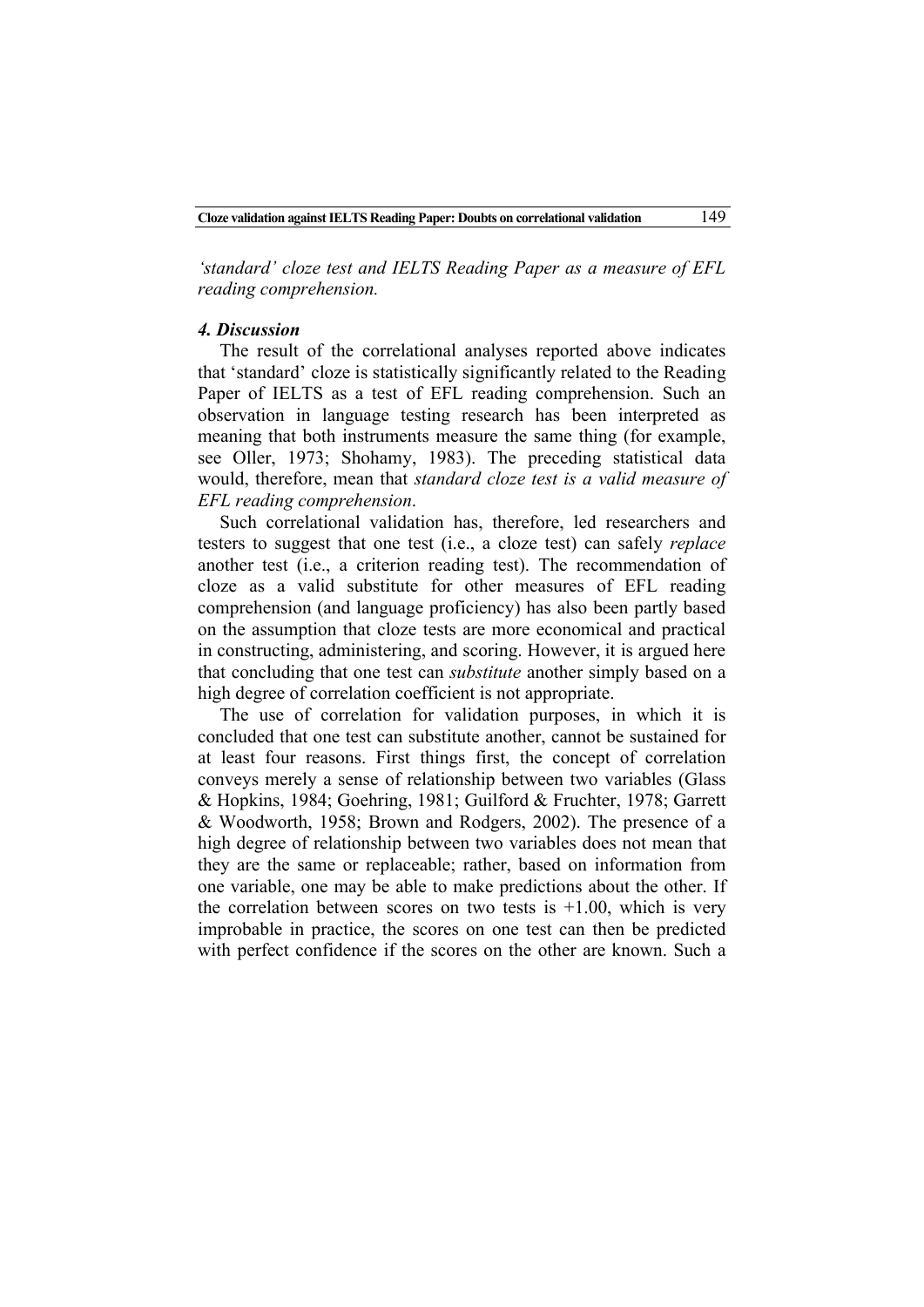*'standard' cloze test and IELTS Reading Paper as a measure of EFL reading comprehension.*

### *4. Discussion*

The result of the correlational analyses reported above indicates that 'standard' cloze is statistically significantly related to the Reading Paper of IELTS as a test of EFL reading comprehension. Such an observation in language testing research has been interpreted as meaning that both instruments measure the same thing (for example, see Oller, 1973; Shohamy, 1983). The preceding statistical data would, therefore, mean that *standard cloze test is a valid measure of EFL reading comprehension*.

Such correlational validation has, therefore, led researchers and testers to suggest that one test (i.e., a cloze test) can safely *replace* another test (i.e., a criterion reading test). The recommendation of cloze as a valid substitute for other measures of EFL reading comprehension (and language proficiency) has also been partly based on the assumption that cloze tests are more economical and practical in constructing, administering, and scoring. However, it is argued here that concluding that one test can *substitute* another simply based on a high degree of correlation coefficient is not appropriate.

The use of correlation for validation purposes, in which it is concluded that one test can substitute another, cannot be sustained for at least four reasons. First things first, the concept of correlation conveys merely a sense of relationship between two variables (Glass & Hopkins, 1984; Goehring, 1981; Guilford & Fruchter, 1978; Garrett & Woodworth, 1958; Brown and Rodgers, 2002). The presence of a high degree of relationship between two variables does not mean that they are the same or replaceable; rather, based on information from one variable, one may be able to make predictions about the other. If the correlation between scores on two tests is +1.00, which is very improbable in practice, the scores on one test can then be predicted with perfect confidence if the scores on the other are known. Such a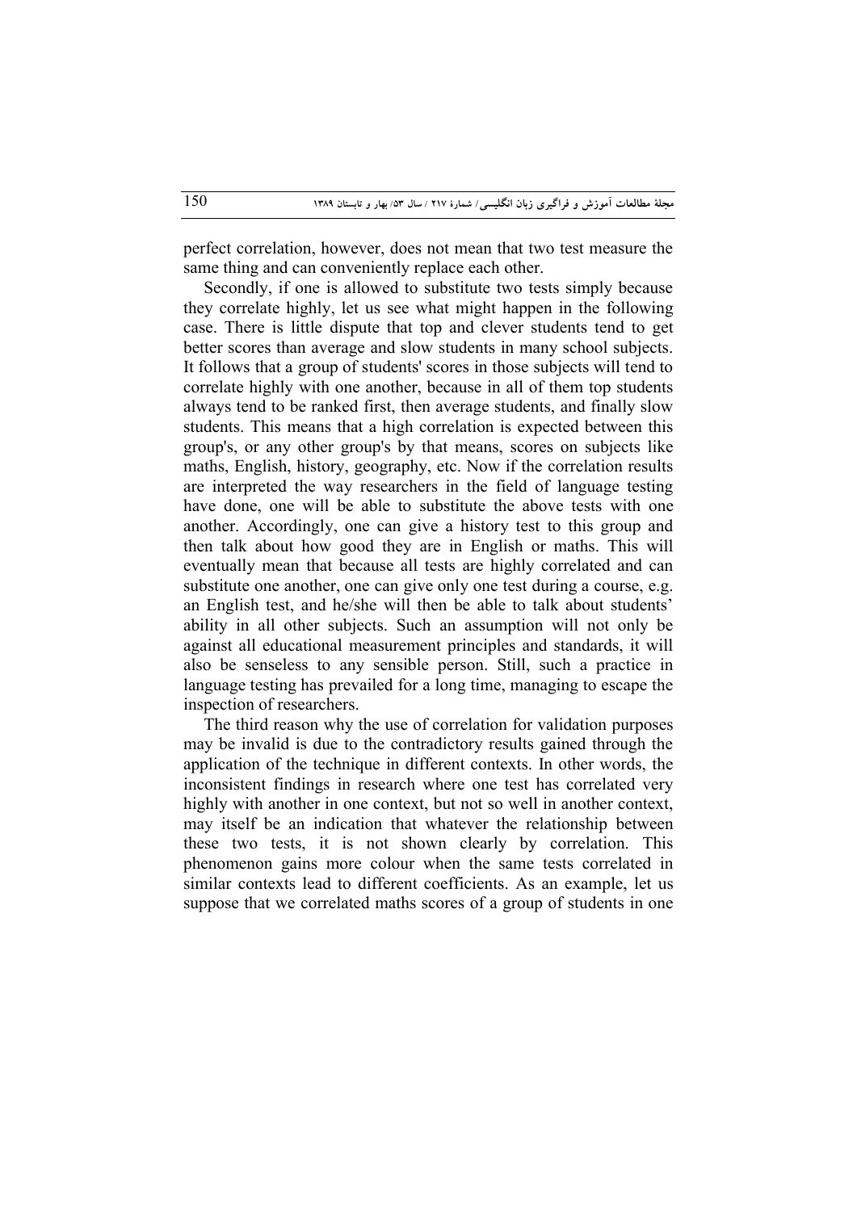perfect correlation, however, does not mean that two test measure the same thing and can conveniently replace each other.

Secondly, if one is allowed to substitute two tests simply because they correlate highly, let us see what might happen in the following case. There is little dispute that top and clever students tend to get better scores than average and slow students in many school subjects. It follows that a group of students' scores in those subjects will tend to correlate highly with one another, because in all of them top students always tend to be ranked first, then average students, and finally slow students. This means that a high correlation is expected between this group's, or any other group's by that means, scores on subjects like maths, English, history, geography, etc. Now if the correlation results are interpreted the way researchers in the field of language testing have done, one will be able to substitute the above tests with one another. Accordingly, one can give a history test to this group and then talk about how good they are in English or maths. This will eventually mean that because all tests are highly correlated and can substitute one another, one can give only one test during a course, e.g. an English test, and he/she will then be able to talk about students' ability in all other subjects. Such an assumption will not only be against all educational measurement principles and standards, it will also be senseless to any sensible person. Still, such a practice in language testing has prevailed for a long time, managing to escape the inspection of researchers.

The third reason why the use of correlation for validation purposes may be invalid is due to the contradictory results gained through the application of the technique in different contexts. In other words, the inconsistent findings in research where one test has correlated very highly with another in one context, but not so well in another context, may itself be an indication that whatever the relationship between these two tests, it is not shown clearly by correlation. This phenomenon gains more colour when the same tests correlated in similar contexts lead to different coefficients. As an example, let us suppose that we correlated maths scores of a group of students in one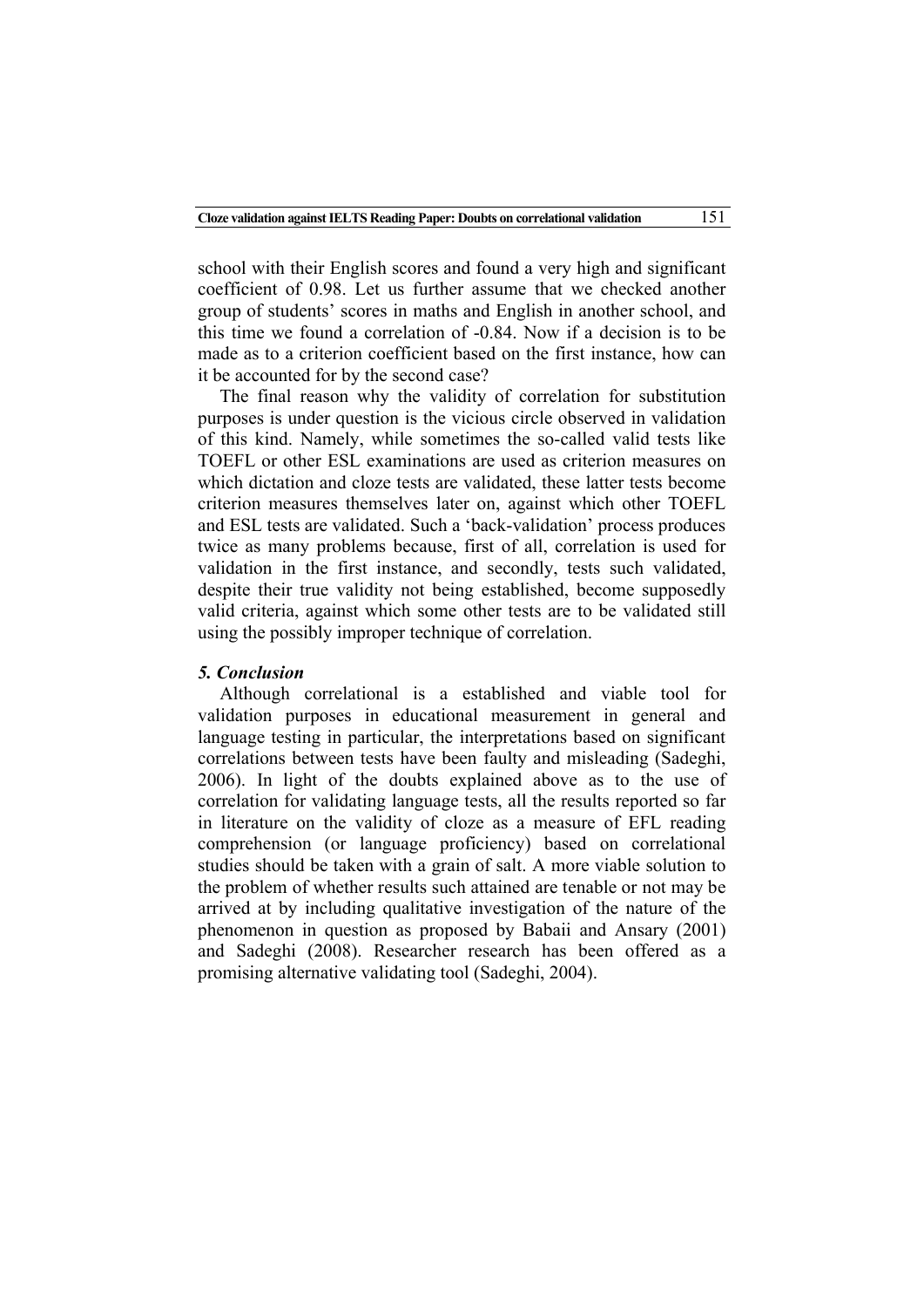school with their English scores and found a very high and significant coefficient of 0.98. Let us further assume that we checked another group of students' scores in maths and English in another school, and this time we found a correlation of -0.84. Now if a decision is to be made as to a criterion coefficient based on the first instance, how can it be accounted for by the second case?

The final reason why the validity of correlation for substitution purposes is under question is the vicious circle observed in validation of this kind. Namely, while sometimes the so-called valid tests like TOEFL or other ESL examinations are used as criterion measures on which dictation and cloze tests are validated, these latter tests become criterion measures themselves later on, against which other TOEFL and ESL tests are validated. Such a 'back-validation' process produces twice as many problems because, first of all, correlation is used for validation in the first instance, and secondly, tests such validated, despite their true validity not being established, become supposedly valid criteria, against which some other tests are to be validated still using the possibly improper technique of correlation.

### *5. Conclusion*

Although correlational is a established and viable tool for validation purposes in educational measurement in general and language testing in particular, the interpretations based on significant correlations between tests have been faulty and misleading (Sadeghi, 2006). In light of the doubts explained above as to the use of correlation for validating language tests, all the results reported so far in literature on the validity of cloze as a measure of EFL reading comprehension (or language proficiency) based on correlational studies should be taken with a grain of salt. A more viable solution to the problem of whether results such attained are tenable or not may be arrived at by including qualitative investigation of the nature of the phenomenon in question as proposed by Babaii and Ansary (2001) and Sadeghi (2008). Researcher research has been offered as a promising alternative validating tool (Sadeghi, 2004).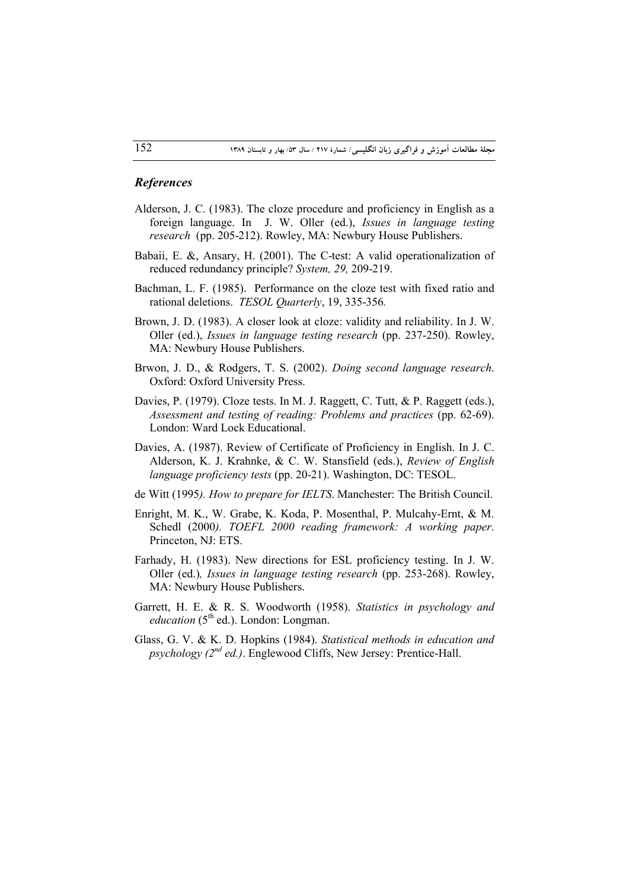## *References*

Alderson, J. C. (1983). The cloze procedure and proficiency in English as a foreign language. In J. W. Oller (ed.), *Issues in language testing research* (pp. 205-212). Rowley, MA: Newbury House Publishers.

Babaii, E. &, Ansary, H. (2001). The C-test: A valid operationalization of reduced redundancy principle? *System, 29,* 209-219.

Bachman, L. F. (1985). Performance on the cloze test with fixed ratio and rational deletions. *TESOL Quarterly*, 19, 335-356*.*

Brown, J. D. (1983). A closer look at cloze: validity and reliability. In J. W. Oller (ed.), *Issues in language testing research* (pp. 237-250). Rowley, MA: Newbury House Publishers.

Brwon, J. D., & Rodgers, T. S. (2002). *Doing second language research*. Oxford: Oxford University Press.

Davies, P. (1979). Cloze tests. In M. J. Raggett, C. Tutt, & P. Raggett (eds.), *Assessment and testing of reading: Problems and practices* (pp. 62-69). London: Ward Lock Educational.

Davies, A. (1987). Review of Certificate of Proficiency in English. In J. C. Alderson, K. J. Krahnke, & C. W. Stansfield (eds.), *Review of English language proficiency tests* (pp. 20-21). Washington, DC: TESOL.

de Witt (1995*). How to prepare for IELTS*. Manchester: The British Council.

Enright, M. K., W. Grabe, K. Koda, P. Mosenthal, P. Mulcahy-Ernt, & M. Schedl (2000*). TOEFL 2000 reading framework: A working paper*. Princeton, NJ: ETS.

Farhady, H. (1983). New directions for ESL proficiency testing. In J. W. Oller (ed.)*, Issues in language testing research* (pp. 253-268). Rowley, MA: Newbury House Publishers.

Garrett, H. E. & R. S. Woodworth (1958). *Statistics in psychology and education* (5th ed.). London: Longman.

Glass, G. V. & K. D. Hopkins (1984). *Statistical methods in education and psychology (2nd ed.)*. Englewood Cliffs, New Jersey: Prentice-Hall.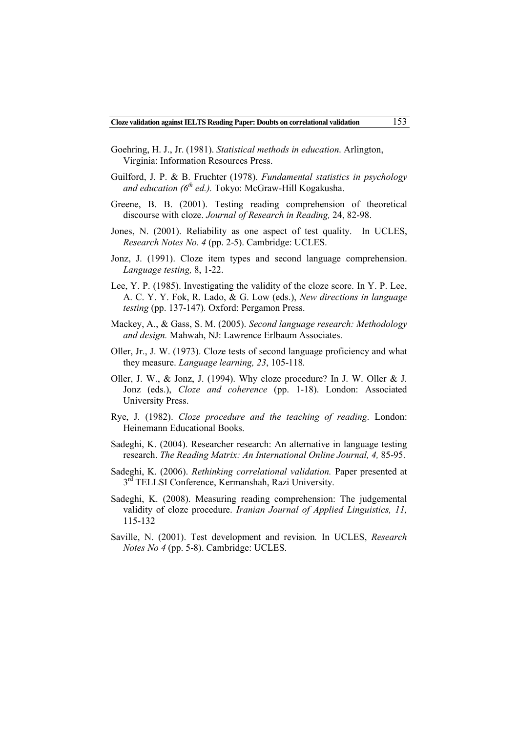Goehring, H. J., Jr. (1981). *Statistical methods in education*. Arlington, Virginia: Information Resources Press.

Guilford, J. P. & B. Fruchter (1978). *Fundamental statistics in psychology and education (6th ed.).* Tokyo: McGraw-Hill Kogakusha.

Greene, B. B. (2001). Testing reading comprehension of theoretical discourse with cloze. *Journal of Research in Reading,* 24, 82-98.

Jones, N. (2001). Reliability as one aspect of test quality. In UCLES, *Research Notes No. 4* (pp. 2-5). Cambridge: UCLES.

Jonz, J. (1991). Cloze item types and second language comprehension. *Language testing,* 8, 1-22.

Lee, Y. P. (1985). Investigating the validity of the cloze score. In Y. P. Lee, A. C. Y. Y. Fok, R. Lado, & G. Low (eds.), *New directions in language testing* (pp. 137-147)*.* Oxford: Pergamon Press.

Mackey, A., & Gass, S. M. (2005). *Second language research: Methodology and design.* Mahwah, NJ: Lawrence Erlbaum Associates.

Oller, Jr., J. W. (1973). Cloze tests of second language proficiency and what they measure. *Language learning, 23*, 105-118*.*

Oller, J. W., & Jonz, J. (1994). Why cloze procedure? In J. W. Oller & J. Jonz (eds.), *Cloze and coherence* (pp. 1-18). London: Associated University Press.

Rye, J. (1982). *Cloze procedure and the teaching of reading*. London: Heinemann Educational Books.

Sadeghi, K. (2004). Researcher research: An alternative in language testing research. *The Reading Matrix: An International Online Journal, 4,* 85-95.

Sadeghi, K. (2006). *Rethinking correlational validation.* Paper presented at 3rd TELLSI Conference, Kermanshah, Razi University.

Sadeghi, K. (2008). Measuring reading comprehension: The judgemental validity of cloze procedure. *Iranian Journal of Applied Linguistics, 11,* 115-132

Saville, N. (2001). Test development and revision*.* In UCLES, *Research Notes No 4* (pp. 5-8). Cambridge: UCLES.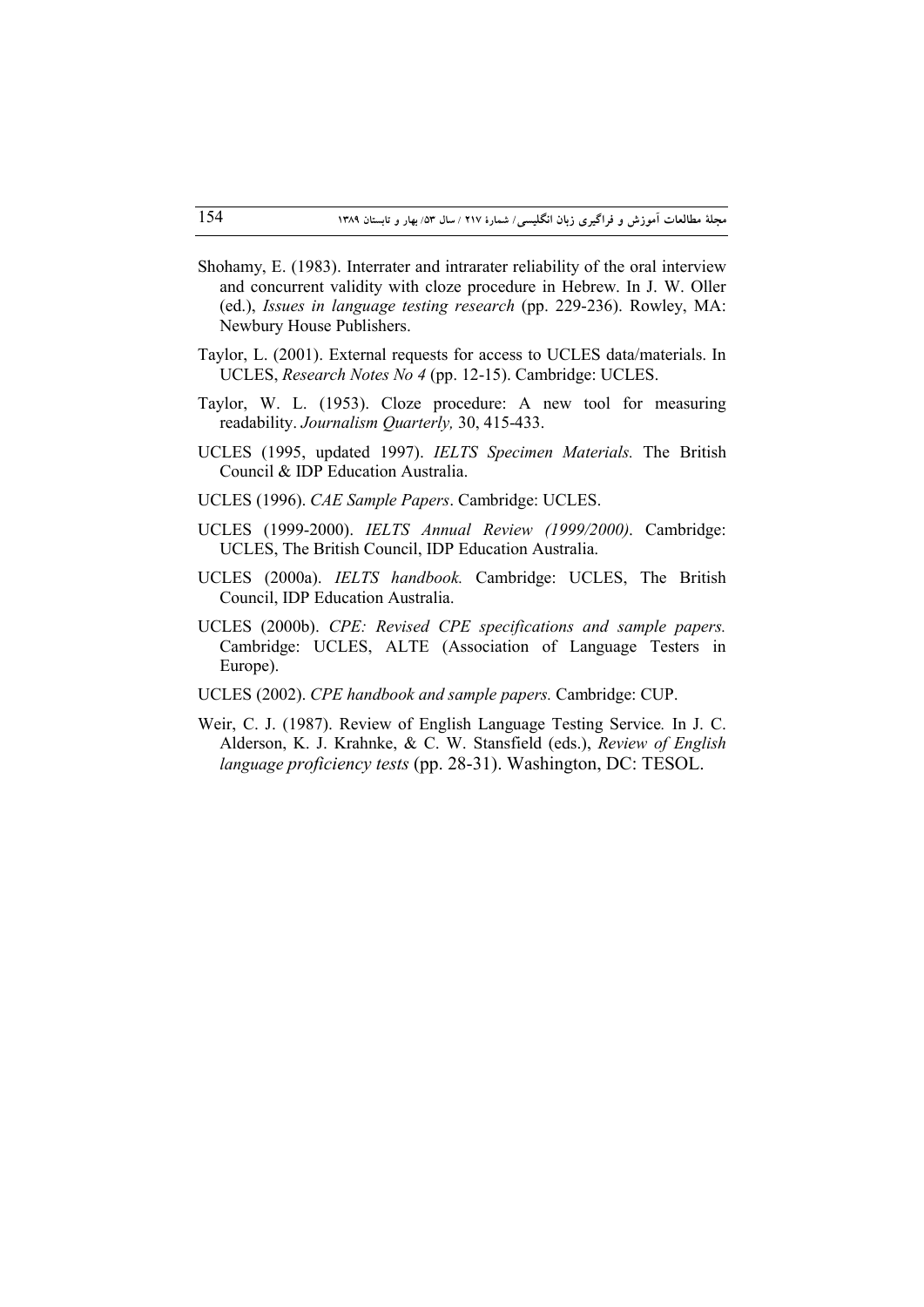Shohamy, E. (1983). Interrater and intrarater reliability of the oral interview and concurrent validity with cloze procedure in Hebrew. In J. W. Oller (ed.), *Issues in language testing research* (pp. 229-236). Rowley, MA: Newbury House Publishers.

Taylor, L. (2001). External requests for access to UCLES data/materials. In UCLES, *Research Notes No 4* (pp. 12-15). Cambridge: UCLES.

Taylor, W. L. (1953). Cloze procedure: A new tool for measuring readability. *Journalism Quarterly,* 30, 415-433.

UCLES (1995, updated 1997). *IELTS Specimen Materials.* The British Council & IDP Education Australia.

UCLES (1996). *CAE Sample Papers*. Cambridge: UCLES.

UCLES (1999-2000). *IELTS Annual Review (1999/2000).* Cambridge: UCLES, The British Council, IDP Education Australia.

UCLES (2000a). *IELTS handbook.* Cambridge: UCLES, The British Council, IDP Education Australia.

UCLES (2000b). *CPE: Revised CPE specifications and sample papers.* Cambridge: UCLES, ALTE (Association of Language Testers in Europe).

UCLES (2002). *CPE handbook and sample papers.* Cambridge: CUP.

Weir, C. J. (1987). Review of English Language Testing Service*.* In J. C. Alderson, K. J. Krahnke, & C. W. Stansfield (eds.), *Review of English language proficiency tests* (pp. 28-31). Washington, DC: TESOL.